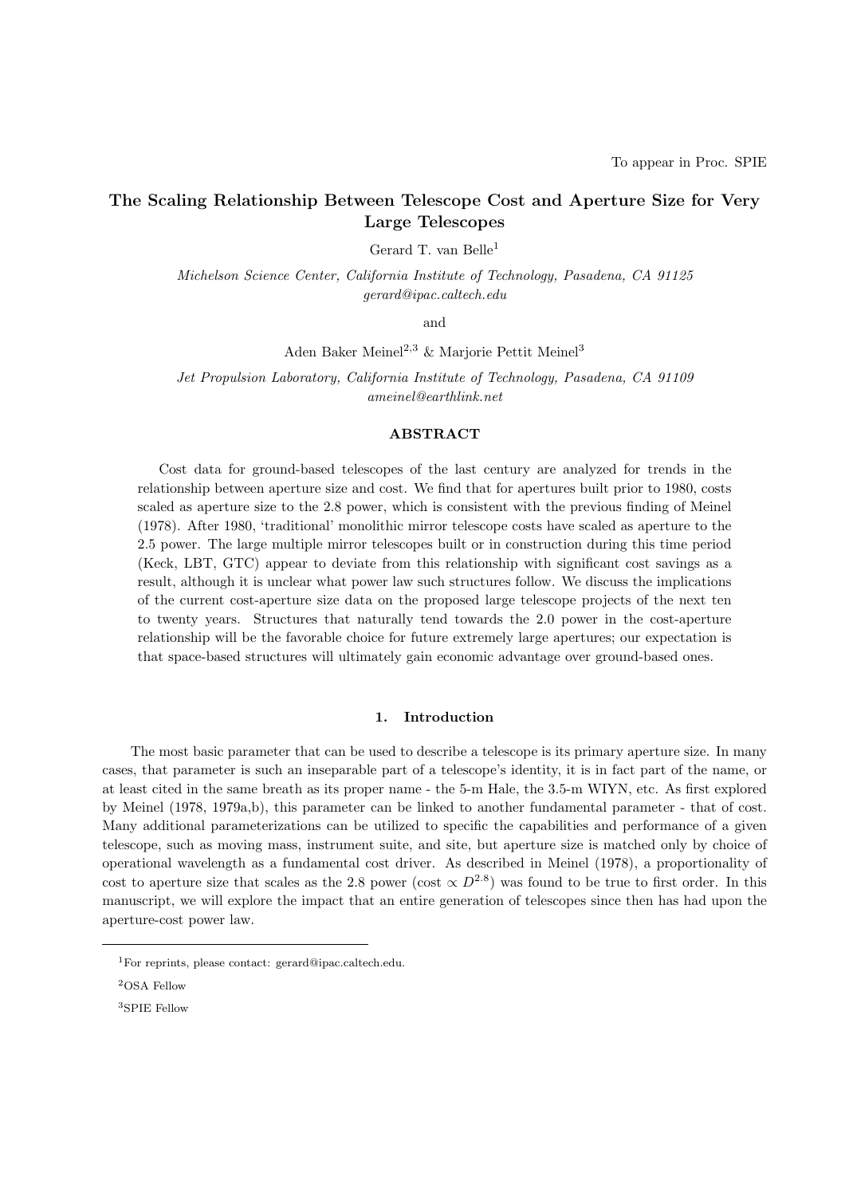To appear in Proc. SPIE

# The Scaling Relationship Between Telescope Cost and Aperture Size for Very Large Telescopes

Gerard T. van Belle[1]

*Michelson Science Center, California Institute of Technology, Pasadena, CA 91125*
*gerard@ipac.caltech.edu*

and

Aden Baker Meinel[2,3] & Marjorie Pettit Meinel[3]

*Jet Propulsion Laboratory, California Institute of Technology, Pasadena, CA 91109*
*ameinel@earthlink.net*

## ABSTRACT

Cost data for ground-based telescopes of the last century are analyzed for trends in the relationship between aperture size and cost. We find that for apertures built prior to 1980, costs scaled as aperture size to the 2.8 power, which is consistent with the previous finding of Meinel (1978). After 1980, 'traditional' monolithic mirror telescope costs have scaled as aperture to the 2.5 power. The large multiple mirror telescopes built or in construction during this time period (Keck, LBT, GTC) appear to deviate from this relationship with significant cost savings as a result, although it is unclear what power law such structures follow. We discuss the implications of the current cost-aperture size data on the proposed large telescope projects of the next ten to twenty years. Structures that naturally tend towards the 2.0 power in the cost-aperture relationship will be the favorable choice for future extremely large apertures; our expectation is that space-based structures will ultimately gain economic advantage over ground-based ones.

## 1. Introduction

The most basic parameter that can be used to describe a telescope is its primary aperture size. In many cases, that parameter is such an inseparable part of a telescope's identity, it is in fact part of the name, or at least cited in the same breath as its proper name - the 5-m Hale, the 3.5-m WIYN, etc. As first explored by Meinel (1978, 1979a,b), this parameter can be linked to another fundamental parameter - that of cost. Many additional parameterizations can be utilized to specific the capabilities and performance of a given telescope, such as moving mass, instrument suite, and site, but aperture size is matched only by choice of operational wavelength as a fundamental cost driver. As described in Meinel (1978), a proportionality of cost to aperture size that scales as the 2.8 power (cost $\propto D^{2.8}$) was found to be true to first order. In this manuscript, we will explore the impact that an entire generation of telescopes since then has had upon the aperture-cost power law.

---

[1] For reprints, please contact: gerard@ipac.caltech.edu.

[2] OSA Fellow

[3] SPIE Fellow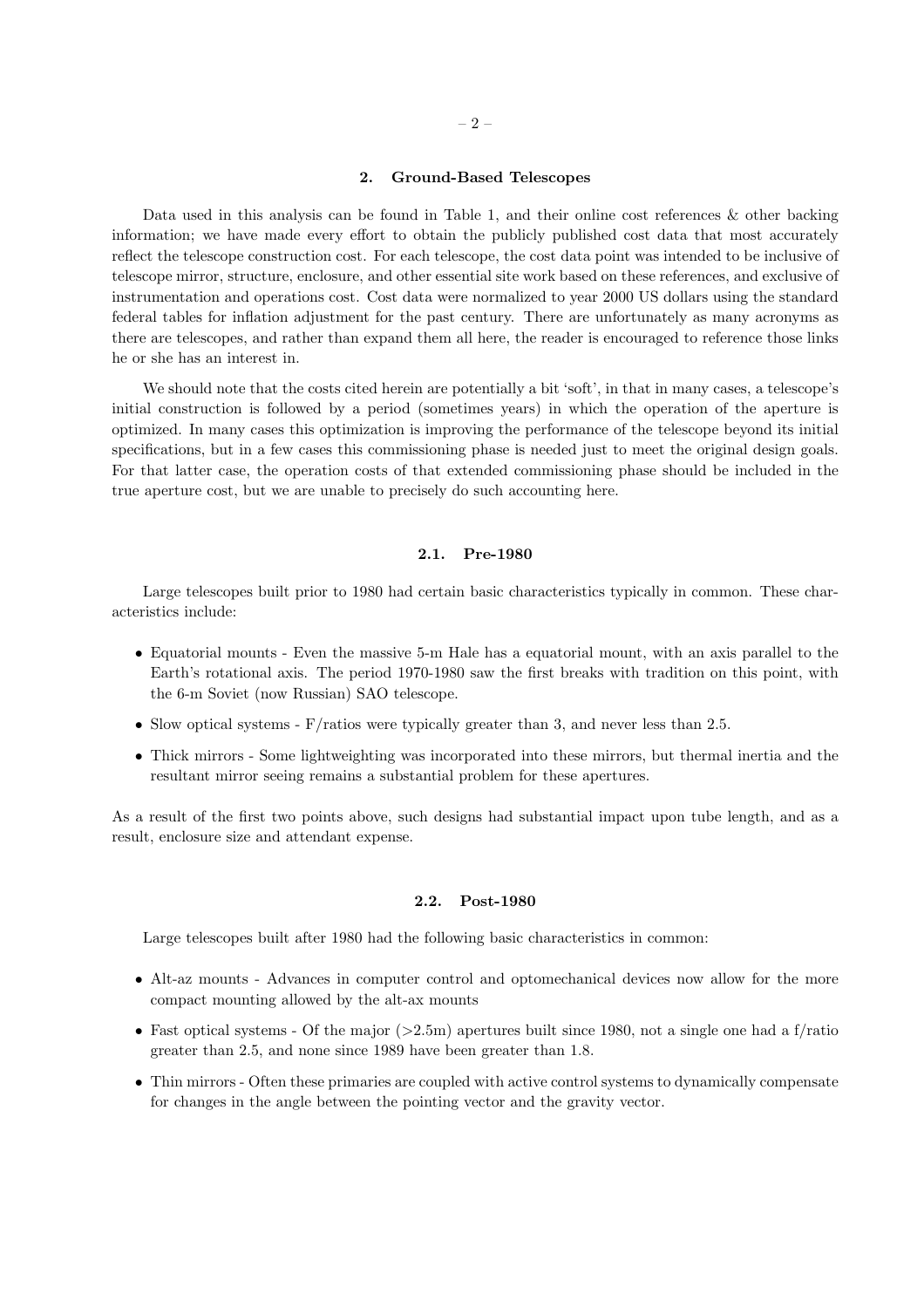## 2. Ground-Based Telescopes

Data used in this analysis can be found in Table 1, and their online cost references & other backing information; we have made every effort to obtain the publicly published cost data that most accurately reflect the telescope construction cost. For each telescope, the cost data point was intended to be inclusive of telescope mirror, structure, enclosure, and other essential site work based on these references, and exclusive of instrumentation and operations cost. Cost data were normalized to year 2000 US dollars using the standard federal tables for inflation adjustment for the past century. There are unfortunately as many acronyms as there are telescopes, and rather than expand them all here, the reader is encouraged to reference those links he or she has an interest in.

We should note that the costs cited herein are potentially a bit 'soft', in that in many cases, a telescope's initial construction is followed by a period (sometimes years) in which the operation of the aperture is optimized. In many cases this optimization is improving the performance of the telescope beyond its initial specifications, but in a few cases this commissioning phase is needed just to meet the original design goals. For that latter case, the operation costs of that extended commissioning phase should be included in the true aperture cost, but we are unable to precisely do such accounting here.

### 2.1. Pre-1980

Large telescopes built prior to 1980 had certain basic characteristics typically in common. These characteristics include:

- Equatorial mounts - Even the massive 5-m Hale has a equatorial mount, with an axis parallel to the Earth's rotational axis. The period 1970-1980 saw the first breaks with tradition on this point, with the 6-m Soviet (now Russian) SAO telescope.
- Slow optical systems - F/ratios were typically greater than 3, and never less than 2.5.
- Thick mirrors - Some lightweighting was incorporated into these mirrors, but thermal inertia and the resultant mirror seeing remains a substantial problem for these apertures.

As a result of the first two points above, such designs had substantial impact upon tube length, and as a result, enclosure size and attendant expense.

### 2.2. Post-1980

Large telescopes built after 1980 had the following basic characteristics in common:

- Alt-az mounts - Advances in computer control and optomechanical devices now allow for the more compact mounting allowed by the alt-ax mounts
- Fast optical systems - Of the major (>2.5m) apertures built since 1980, not a single one had a f/ratio greater than 2.5, and none since 1989 have been greater than 1.8.
- Thin mirrors - Often these primaries are coupled with active control systems to dynamically compensate for changes in the angle between the pointing vector and the gravity vector.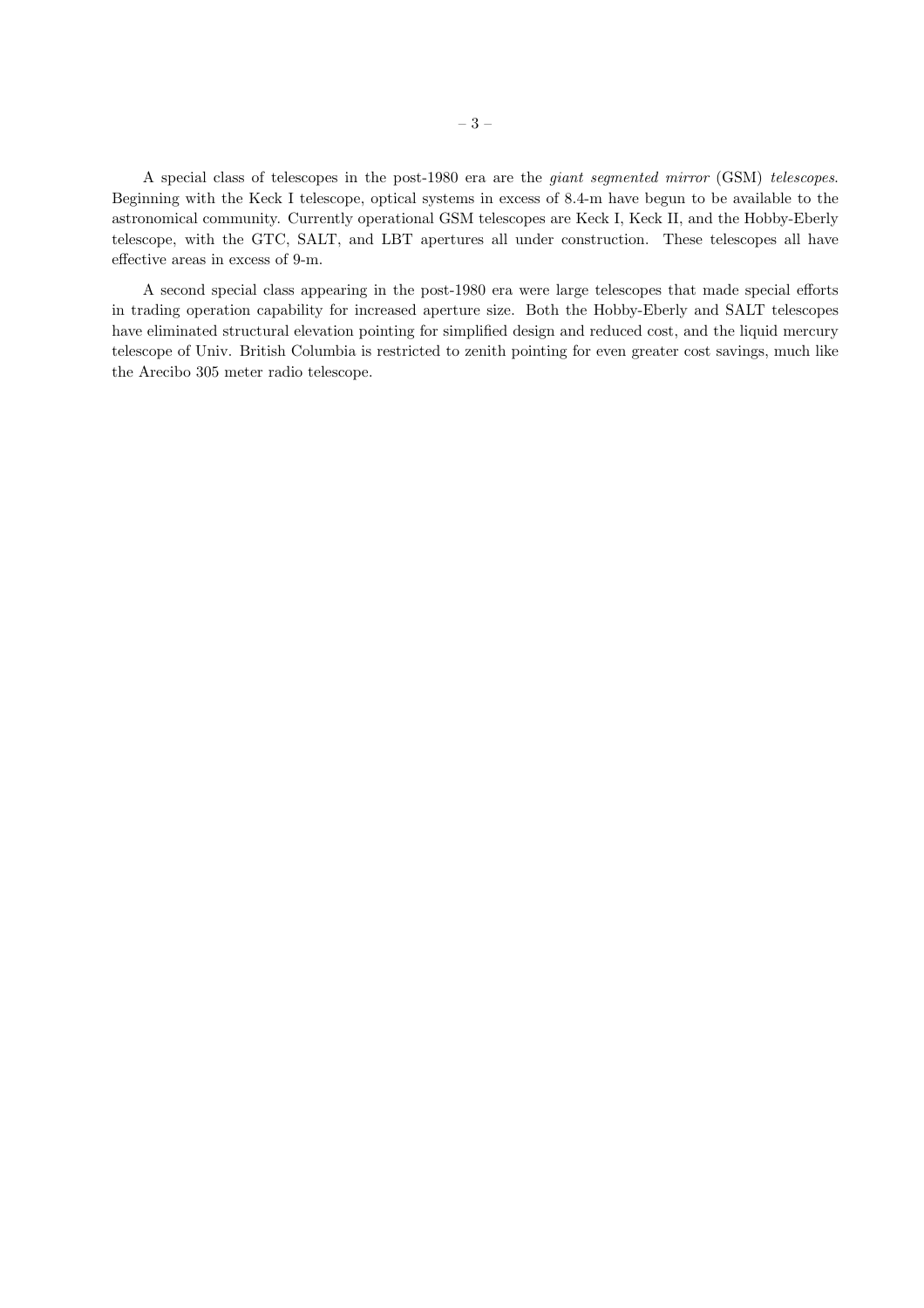A special class of telescopes in the post-1980 era are the *giant segmented mirror* (GSM) *telescopes*. Beginning with the Keck I telescope, optical systems in excess of 8.4-m have begun to be available to the astronomical community. Currently operational GSM telescopes are Keck I, Keck II, and the Hobby-Eberly telescope, with the GTC, SALT, and LBT apertures all under construction. These telescopes all have effective areas in excess of 9-m.

A second special class appearing in the post-1980 era were large telescopes that made special efforts in trading operation capability for increased aperture size. Both the Hobby-Eberly and SALT telescopes have eliminated structural elevation pointing for simplified design and reduced cost, and the liquid mercury telescope of Univ. British Columbia is restricted to zenith pointing for even greater cost savings, much like the Arecibo 305 meter radio telescope.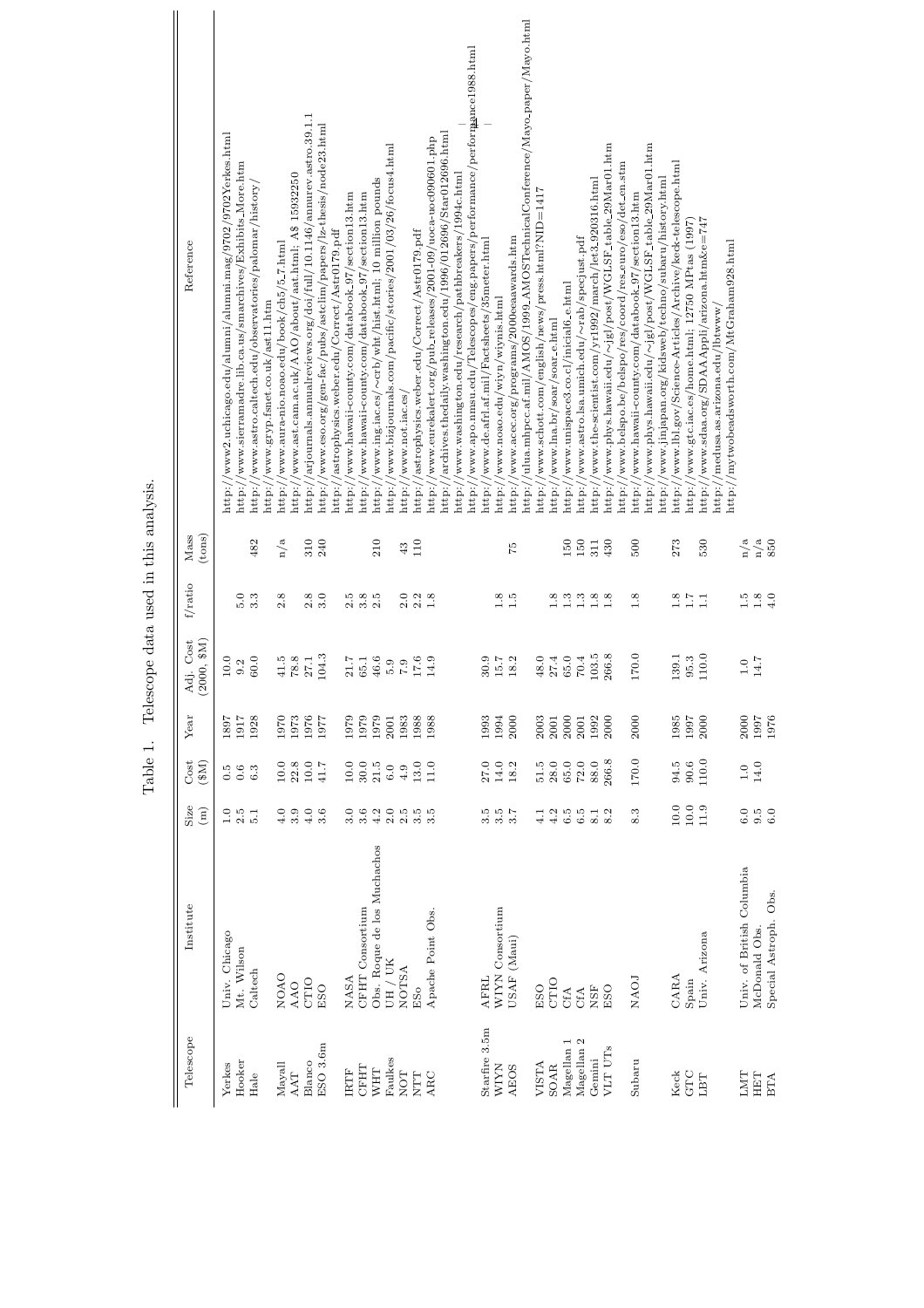Table 1. Telescope data used in this analysis.

| Telescope | Institute | Size (m) | Cost ($M) | Year | Adj. Cost (2000, $M) | f/ratio | Mass (tons) | Reference |
|---|---|---|---|---|---|---|---|---|
| Yerkes | Univ. Chicago | 1.0 | 0.5 | 1897 | 10.0 | | | http://www2.uchicago.edu/alumni/alumni.mag/9702/9702Yerkes.html |
| Hooker | Mt. Wilson | 2.5 | 0.6 | 1917 | 9.2 | 5.0 | | http://www.sierramadre.lib.ca.us/smarchives/Exhibits_More.htm |
| Hale | Caltech | 5.1 | 6.3 | 1928 | 60.0 | 3.3 | 482 | http://www.astro.caltech.edu/observatories/palomar/history/ |
| | | | | | | | | http://www.gryp.fsnet.co.uk/ast11.htm |
| Mayall | NOAO | 4.0 | 10.0 | 1970 | 41.5 | 2.8 | n/a | http://www.aura-nio.noao.edu/book/ch5/5_7.html |
| AAT | AAO | 3.9 | 22.8 | 1973 | 78.8 | | | http://www.ast.cam.ac.uk/AAO/about/aat.html; A$ 15932250 |
| Blanco | CTIO | 4.0 | 10.0 | 1976 | 27.1 | 2.8 | 310 | http://arjournals.annualreviews.org/doi/full/10.1146/annurev.astro.39.1.1 |
| ESO 3.6m | ESO | 3.6 | 41.7 | 1977 | 104.3 | 3.0 | 240 | http://www.eso.org/gen-fac/pubs/astclim/papers/lz-thesis/node23.html |
| | | | | | | | | http://astrophysics.weber.edu/Correct/Astr0179.pdf |
| IRTF | NASA | 3.0 | 10.0 | 1979 | 21.7 | 2.5 | | http://www.hawaii-county.com/databook_97/section13.htm |
| CFHT | CFHT Consortium | 3.6 | 30.0 | 1979 | 65.1 | 3.8 | | http://www.hawaii-county.com/databook_97/section13.htm |
| WHT | Obs. Roque de los Muchachos | 4.2 | 21.5 | 1979 | 46.6 | 2.5 | 210 | http://www.ing.iac.es/~crb/wht/hist.html; 10 million pounds |
| Faulkes | UH / UK | 2.0 | 6.0 | 2001 | 5.9 | | | http://www.bizjournals.com/pacific/stories/2001/03/26/focus4.html |
| NOT | NOTSA | 2.5 | 4.9 | 1983 | 7.9 | 2.0 | 43 | http://www.not.iac.es/ |
| NTT | ESo | 3.5 | 13.0 | 1988 | 17.6 | 2.2 | 110 | http://astrophysics.weber.edu/Correct/Astr0179.pdf |
| ARC | Apache Point Obs. | 3.5 | 11.0 | 1988 | 14.9 | 1.8 | | http://www.eurekalert.org/pub_releases/2001-09/uoca-uoc090601.php |
| | | | | | | | | http://archives.thedaily.washington.edu/1996/012696/Star012696.html |
| | | | | | | | | http://www.washington.edu/research/pathbreakers/1994c.html |
| | | | | | | | | http://www.apo.nmsu.edu/Telescopes/eng.papers/performance/performance1988.html |
| Starfire 3.5m | AFRL | 3.5 | 27.0 | 1993 | 30.9 | | | http://www.de.afrl.af.mil/Factsheets/35meter.html |
| WIYN | WIYN Consortium | 3.5 | 14.0 | 1994 | 15.7 | 1.8 | | http://www.noao.edu/wiyn/wiynis.html |
| AEOS | USAF (Maui) | 3.7 | 18.2 | 2000 | 18.2 | 1.5 | 75 | http://www.acec.org/programs/2000eeaawards.htm |
| | | | | | | | | http://ulua.mhpcc.af.mil/AMOS/1999_AMOSTechnicalConference/Mayo_paper/Mayo.html |
| VISTA | ESO | 4.1 | 51.5 | 2003 | 48.0 | | | http://www.schott.com/english/news/press.html?NID=1417 |
| SOAR | CTIO | 4.2 | 28.0 | 2001 | 27.4 | 1.8 | | http://www.lna.br/soar/soar_e.html |
| Magellan 1 | CfA | 6.5 | 65.0 | 2000 | 65.0 | 1.3 | 150 | http://www.unispace3.co.cl/inicial6_e.html |
| Magellan 2 | CfA | 6.5 | 72.0 | 2001 | 70.4 | 1.3 | 150 | http://www.astro.lsa.umich.edu/~rab/specjust.pdf |
| Gemini | NSF | 8.1 | 88.0 | 1992 | 103.5 | 1.8 | 311 | http://www.the-scientist.com/yr1992/march/let3.920316.html |
| VLT UTs | ESO | 8.2 | 266.8 | 2000 | 266.8 | 1.8 | 430 | http://www.phys.hawaii.edu/~jgl/post/WGLSF_table_29Mar01.htm |
| | | | | | | | | http://www.belspo.be/belspo/res/coord/res_euro/eso/det_en.stm |
| Subaru | NAOJ | 8.3 | 170.0 | 2000 | 170.0 | 1.8 | 500 | http://www.hawaii-county.com/databook_97/section13.htm |
| | | | | | | | | http://www.phys.hawaii.edu/~jgl/post/WGLSF_table_29Mar01.htm |
| | | | | | | | | http://www.jinjapan.org/kidsweb/techno/subaru/history.html |
| Keck | CARA | 10.0 | 94.5 | 1985 | 139.1 | 1.8 | 273 | http://www.lbl.gov/Science-Articles/Archive/keck-telescope.html |
| GTC | Spain | 10.0 | 90.6 | 1997 | 95.3 | 1.7 | | http://www.gtc.iac.es/home.html; 12750 MPtas (1997) |
| LBT | Univ. Arizona | 11.9 | 110.0 | 2000 | 110.0 | 1.1 | 530 | http://www.sdaa.org/SDAAAppli/arizona.htm&e=747 |
| | | | | | | | | http://medusa.as.arizona.edu/lbtwww/ |
| | | | | | | | | http://mytwobeadsworth.com/MtGraham928.html |
| LMT | Univ. of British Columbia | 6.0 | 1.0 | 2000 | 1.0 | 1.5 | n/a | |
| HET | McDonald Obs. | 9.5 | 14.0 | 1997 | 14.7 | 1.8 | n/a | |
| BTA | Special Astroph. Obs. | 6.0 | | 1976 | | 4.0 | 850 | |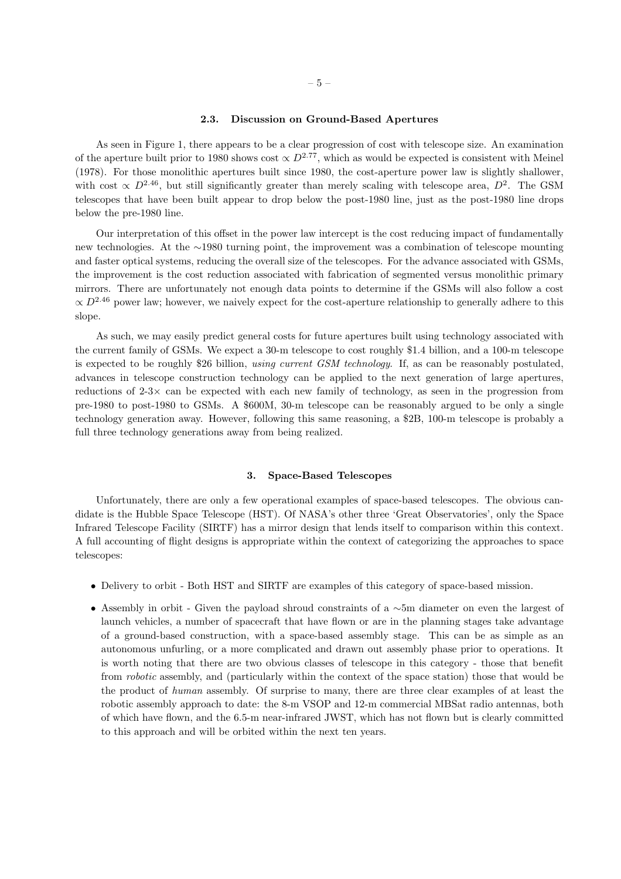### 2.3. Discussion on Ground-Based Apertures

As seen in Figure 1, there appears to be a clear progression of cost with telescope size. An examination of the aperture built prior to 1980 shows cost $\propto D^{2.77}$, which as would be expected is consistent with Meinel (1978). For those monolithic apertures built since 1980, the cost-aperture power law is slightly shallower, with cost $\propto D^{2.46}$, but still significantly greater than merely scaling with telescope area, $D^2$. The GSM telescopes that have been built appear to drop below the post-1980 line, just as the post-1980 line drops below the pre-1980 line.

Our interpretation of this offset in the power law intercept is the cost reducing impact of fundamentally new technologies. At the $\sim$1980 turning point, the improvement was a combination of telescope mounting and faster optical systems, reducing the overall size of the telescopes. For the advance associated with GSMs, the improvement is the cost reduction associated with fabrication of segmented versus monolithic primary mirrors. There are unfortunately not enough data points to determine if the GSMs will also follow a cost $\propto D^{2.46}$ power law; however, we naively expect for the cost-aperture relationship to generally adhere to this slope.

As such, we may easily predict general costs for future apertures built using technology associated with the current family of GSMs. We expect a 30-m telescope to cost roughly \$1.4 billion, and a 100-m telescope is expected to be roughly \$26 billion, *using current GSM technology*. If, as can be reasonably postulated, advances in telescope construction technology can be applied to the next generation of large apertures, reductions of 2-3$\times$ can be expected with each new family of technology, as seen in the progression from pre-1980 to post-1980 to GSMs. A \$600M, 30-m telescope can be reasonably argued to be only a single technology generation away. However, following this same reasoning, a \$2B, 100-m telescope is probably a full three technology generations away from being realized.

## 3. Space-Based Telescopes

Unfortunately, there are only a few operational examples of space-based telescopes. The obvious candidate is the Hubble Space Telescope (HST). Of NASA's other three 'Great Observatories', only the Space Infrared Telescope Facility (SIRTF) has a mirror design that lends itself to comparison within this context. A full accounting of flight designs is appropriate within the context of categorizing the approaches to space telescopes:

- Delivery to orbit - Both HST and SIRTF are examples of this category of space-based mission.
- Assembly in orbit - Given the payload shroud constraints of a $\sim$5m diameter on even the largest of launch vehicles, a number of spacecraft that have flown or are in the planning stages take advantage of a ground-based construction, with a space-based assembly stage. This can be as simple as an autonomous unfurling, or a more complicated and drawn out assembly phase prior to operations. It is worth noting that there are two obvious classes of telescope in this category - those that benefit from *robotic* assembly, and (particularly within the context of the space station) those that would be the product of *human* assembly. Of surprise to many, there are three clear examples of at least the robotic assembly approach to date: the 8-m VSOP and 12-m commercial MBSat radio antennas, both of which have flown, and the 6.5-m near-infrared JWST, which has not flown but is clearly committed to this approach and will be orbited within the next ten years.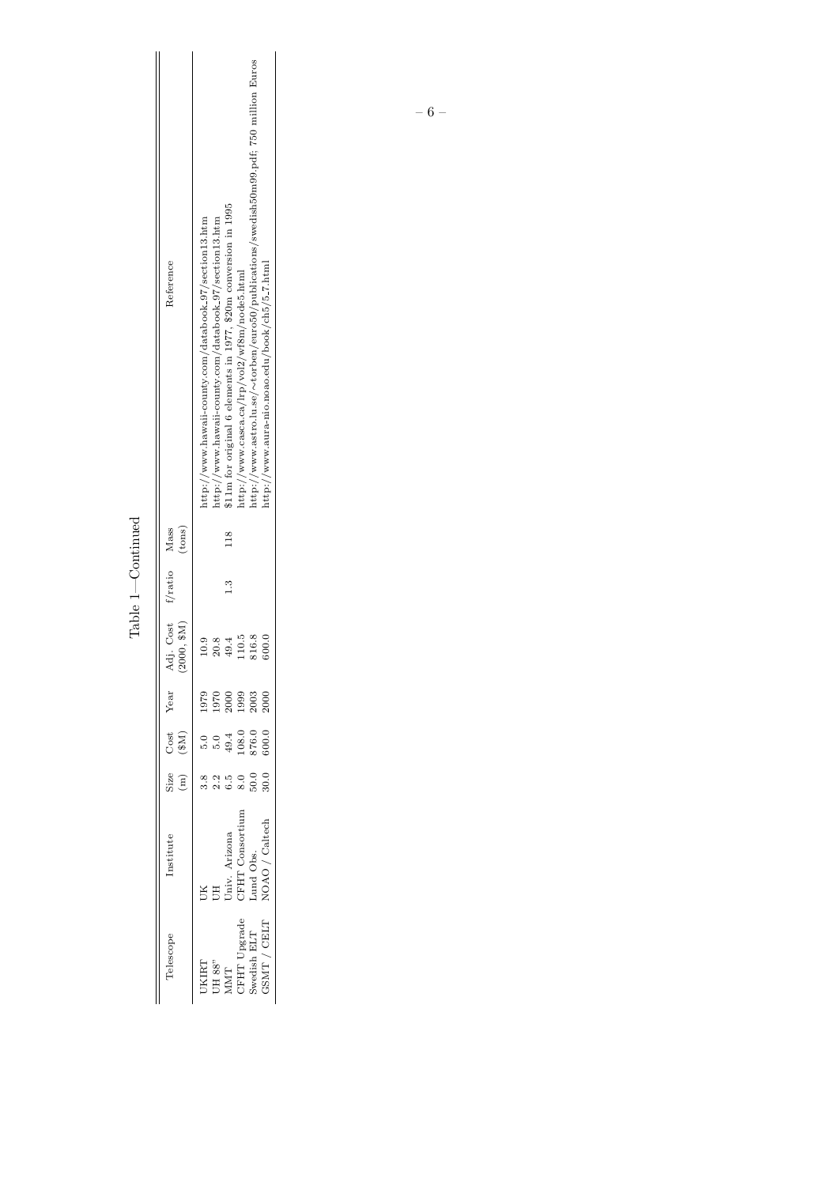Table 1—Continued

| Telescope | Institute | Size (m) | Cost ($M) | Year | Adj. Cost (2000, $M) | f/ratio | Mass (tons) | Reference |
|---|---|---|---|---|---|---|---|---|
| UKIRT | UK | 3.8 | 5.0 | 1979 | 10.9 | | | http://www.hawaii-county.com/databook_97/section13.htm |
| UH 88" | UH | 2.2 | 5.0 | 1970 | 20.8 | | | http://www.hawaii-county.com/databook_97/section13.htm |
| MMT | Univ. Arizona | 6.5 | 49.4 | 2000 | 49.4 | 1.3 | 118 | \$11m for original 6 elements in 1977, \$20m conversion in 1995 |
| CFHT Upgrade | CFHT Consortium | 8.0 | 108.0 | 1999 | 110.5 | | | http://www.casca.ca/lrp/vol2/wf8m/node5.html |
| Swedish ELT | Lund Obs. | 50.0 | 876.0 | 2003 | 816.8 | | | http://www.astro.lu.se/~torben/euro50/publications/swedish50m99.pdf; 750 million Euros |
| GSMT / CELT | NOAO / Caltech | 30.0 | 600.0 | 2000 | 600.0 | | | http://www.aura-nio.noao.edu/book/ch5/5.7.html |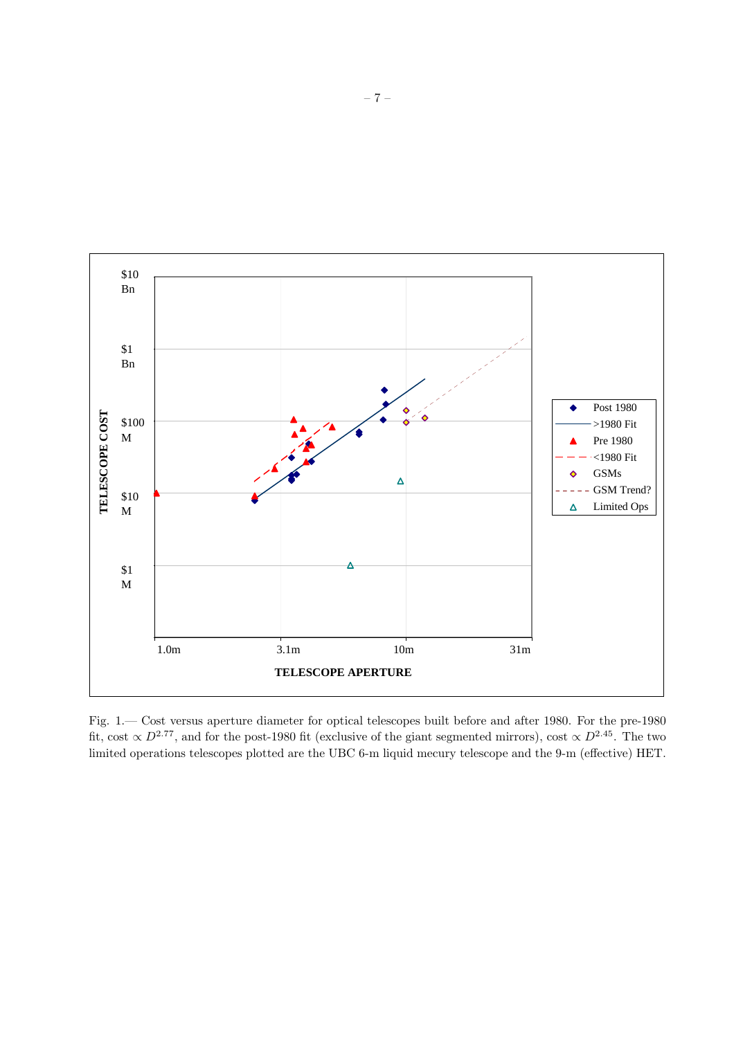Fig. 1.— Cost versus aperture diameter for optical telescopes built before and after 1980. For the pre-1980 fit, cost $\propto D^{2.77}$, and for the post-1980 fit (exclusive of the giant segmented mirrors), cost $\propto D^{2.45}$. The two limited operations telescopes plotted are the UBC 6-m liquid mecury telescope and the 9-m (effective) HET.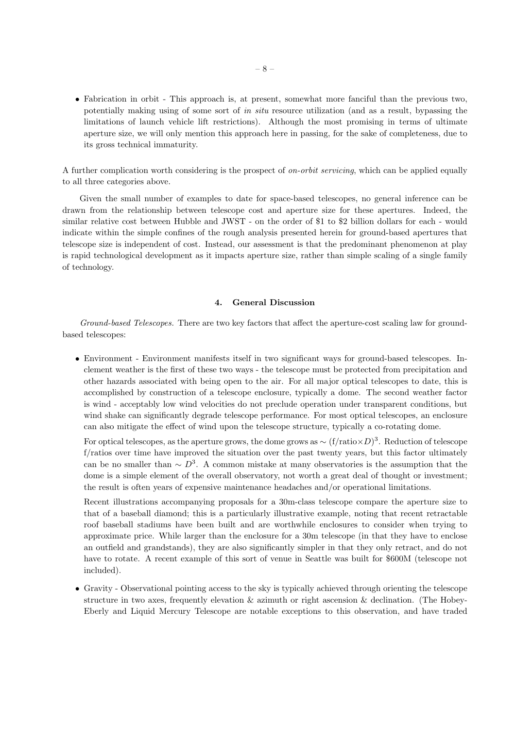- Fabrication in orbit - This approach is, at present, somewhat more fanciful than the previous two, potentially making using of some sort of *in situ* resource utilization (and as a result, bypassing the limitations of launch vehicle lift restrictions). Although the most promising in terms of ultimate aperture size, we will only mention this approach here in passing, for the sake of completeness, due to its gross technical immaturity.

A further complication worth considering is the prospect of *on-orbit servicing*, which can be applied equally to all three categories above.

Given the small number of examples to date for space-based telescopes, no general inference can be drawn from the relationship between telescope cost and aperture size for these apertures. Indeed, the similar relative cost between Hubble and JWST - on the order of $1 to $2 billion dollars for each - would indicate within the simple confines of the rough analysis presented herein for ground-based apertures that telescope size is independent of cost. Instead, our assessment is that the predominant phenomenon at play is rapid technological development as it impacts aperture size, rather than simple scaling of a single family of technology.

## 4. General Discussion

*Ground-based Telescopes.* There are two key factors that affect the aperture-cost scaling law for ground-based telescopes:

- Environment - Environment manifests itself in two significant ways for ground-based telescopes. Inclement weather is the first of these two ways - the telescope must be protected from precipitation and other hazards associated with being open to the air. For all major optical telescopes to date, this is accomplished by construction of a telescope enclosure, typically a dome. The second weather factor is wind - acceptably low wind velocities do not preclude operation under transparent conditions, but wind shake can significantly degrade telescope performance. For most optical telescopes, an enclosure can also mitigate the effect of wind upon the telescope structure, typically a co-rotating dome.

  For optical telescopes, as the aperture grows, the dome grows as $\sim (\text{f/ratio} \times D)^3$. Reduction of telescope f/ratios over time have improved the situation over the past twenty years, but this factor ultimately can be no smaller than $\sim D^3$. A common mistake at many observatories is the assumption that the dome is a simple element of the overall observatory, not worth a great deal of thought or investment; the result is often years of expensive maintenance headaches and/or operational limitations.

  Recent illustrations accompanying proposals for a 30m-class telescope compare the aperture size to that of a baseball diamond; this is a particularly illustrative example, noting that recent retractable roof baseball stadiums have been built and are worthwhile enclosures to consider when trying to approximate price. While larger than the enclosure for a 30m telescope (in that they have to enclose an outfield and grandstands), they are also significantly simpler in that they only retract, and do not have to rotate. A recent example of this sort of venue in Seattle was built for $600M (telescope not included).

- Gravity - Observational pointing access to the sky is typically achieved through orienting the telescope structure in two axes, frequently elevation & azimuth or right ascension & declination. (The Hobey-Eberly and Liquid Mercury Telescope are notable exceptions to this observation, and have traded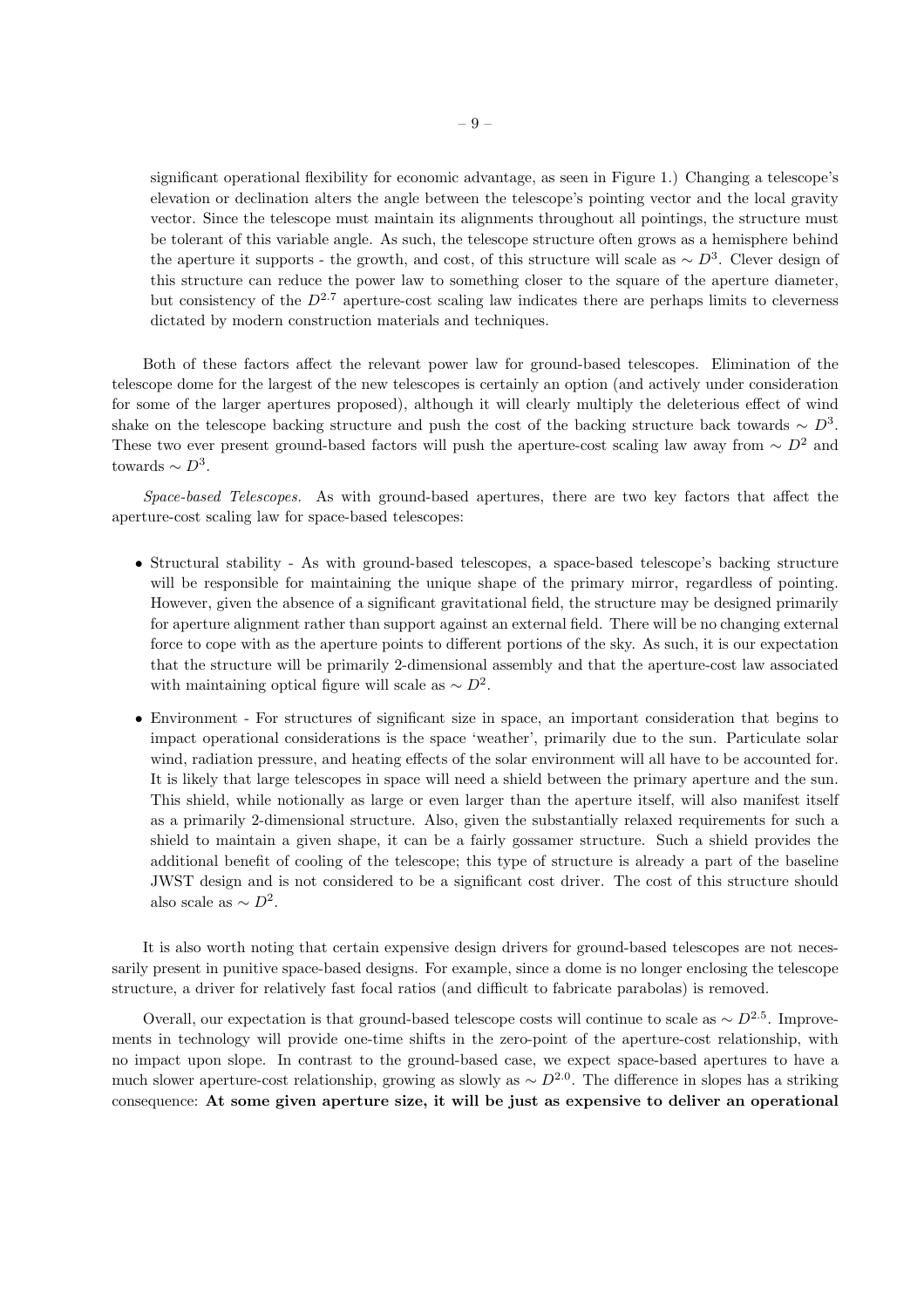significant operational flexibility for economic advantage, as seen in Figure 1.) Changing a telescope's elevation or declination alters the angle between the telescope's pointing vector and the local gravity vector. Since the telescope must maintain its alignments throughout all pointings, the structure must be tolerant of this variable angle. As such, the telescope structure often grows as a hemisphere behind the aperture it supports - the growth, and cost, of this structure will scale as $\sim D^3$. Clever design of this structure can reduce the power law to something closer to the square of the aperture diameter, but consistency of the $D^{2.7}$ aperture-cost scaling law indicates there are perhaps limits to cleverness dictated by modern construction materials and techniques.

Both of these factors affect the relevant power law for ground-based telescopes. Elimination of the telescope dome for the largest of the new telescopes is certainly an option (and actively under consideration for some of the larger apertures proposed), although it will clearly multiply the deleterious effect of wind shake on the telescope backing structure and push the cost of the backing structure back towards $\sim D^3$. These two ever present ground-based factors will push the aperture-cost scaling law away from $\sim D^2$ and towards $\sim D^3$.

*Space-based Telescopes.* As with ground-based apertures, there are two key factors that affect the aperture-cost scaling law for space-based telescopes:

- Structural stability - As with ground-based telescopes, a space-based telescope's backing structure will be responsible for maintaining the unique shape of the primary mirror, regardless of pointing. However, given the absence of a significant gravitational field, the structure may be designed primarily for aperture alignment rather than support against an external field. There will be no changing external force to cope with as the aperture points to different portions of the sky. As such, it is our expectation that the structure will be primarily 2-dimensional assembly and that the aperture-cost law associated with maintaining optical figure will scale as $\sim D^2$.
- Environment - For structures of significant size in space, an important consideration that begins to impact operational considerations is the space 'weather', primarily due to the sun. Particulate solar wind, radiation pressure, and heating effects of the solar environment will all have to be accounted for. It is likely that large telescopes in space will need a shield between the primary aperture and the sun. This shield, while notionally as large or even larger than the aperture itself, will also manifest itself as a primarily 2-dimensional structure. Also, given the substantially relaxed requirements for such a shield to maintain a given shape, it can be a fairly gossamer structure. Such a shield provides the additional benefit of cooling of the telescope; this type of structure is already a part of the baseline JWST design and is not considered to be a significant cost driver. The cost of this structure should also scale as $\sim D^2$.

It is also worth noting that certain expensive design drivers for ground-based telescopes are not necessarily present in punitive space-based designs. For example, since a dome is no longer enclosing the telescope structure, a driver for relatively fast focal ratios (and difficult to fabricate parabolas) is removed.

Overall, our expectation is that ground-based telescope costs will continue to scale as $\sim D^{2.5}$. Improvements in technology will provide one-time shifts in the zero-point of the aperture-cost relationship, with no impact upon slope. In contrast to the ground-based case, we expect space-based apertures to have a much slower aperture-cost relationship, growing as slowly as $\sim D^{2.0}$. The difference in slopes has a striking consequence: **At some given aperture size, it will be just as expensive to deliver an operational**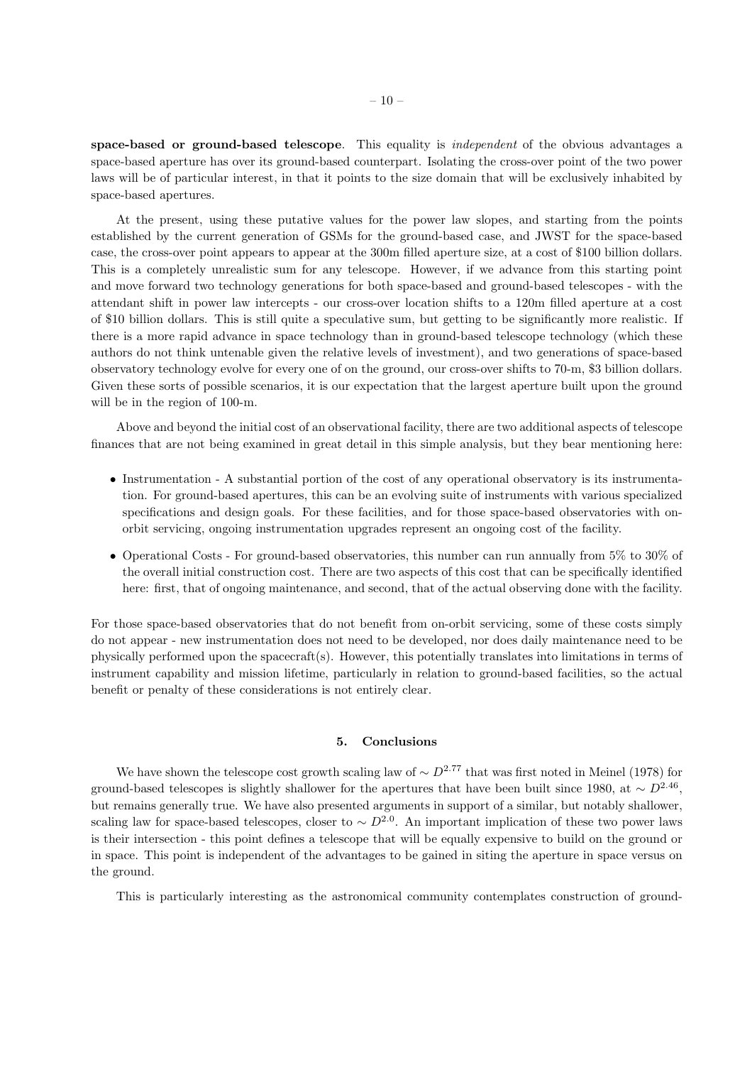**space-based or ground-based telescope**. This equality is *independent* of the obvious advantages a space-based aperture has over its ground-based counterpart. Isolating the cross-over point of the two power laws will be of particular interest, in that it points to the size domain that will be exclusively inhabited by space-based apertures.

At the present, using these putative values for the power law slopes, and starting from the points established by the current generation of GSMs for the ground-based case, and JWST for the space-based case, the cross-over point appears to appear at the 300m filled aperture size, at a cost of \$100 billion dollars. This is a completely unrealistic sum for any telescope. However, if we advance from this starting point and move forward two technology generations for both space-based and ground-based telescopes - with the attendant shift in power law intercepts - our cross-over location shifts to a 120m filled aperture at a cost of \$10 billion dollars. This is still quite a speculative sum, but getting to be significantly more realistic. If there is a more rapid advance in space technology than in ground-based telescope technology (which these authors do not think untenable given the relative levels of investment), and two generations of space-based observatory technology evolve for every one of on the ground, our cross-over shifts to 70-m, \$3 billion dollars. Given these sorts of possible scenarios, it is our expectation that the largest aperture built upon the ground will be in the region of 100-m.

Above and beyond the initial cost of an observational facility, there are two additional aspects of telescope finances that are not being examined in great detail in this simple analysis, but they bear mentioning here:

- Instrumentation - A substantial portion of the cost of any operational observatory is its instrumentation. For ground-based apertures, this can be an evolving suite of instruments with various specialized specifications and design goals. For these facilities, and for those space-based observatories with on-orbit servicing, ongoing instrumentation upgrades represent an ongoing cost of the facility.
- Operational Costs - For ground-based observatories, this number can run annually from 5% to 30% of the overall initial construction cost. There are two aspects of this cost that can be specifically identified here: first, that of ongoing maintenance, and second, that of the actual observing done with the facility.

For those space-based observatories that do not benefit from on-orbit servicing, some of these costs simply do not appear - new instrumentation does not need to be developed, nor does daily maintenance need to be physically performed upon the spacecraft(s). However, this potentially translates into limitations in terms of instrument capability and mission lifetime, particularly in relation to ground-based facilities, so the actual benefit or penalty of these considerations is not entirely clear.

## 5. Conclusions

We have shown the telescope cost growth scaling law of $\sim D^{2.77}$ that was first noted in Meinel (1978) for ground-based telescopes is slightly shallower for the apertures that have been built since 1980, at $\sim D^{2.46}$, but remains generally true. We have also presented arguments in support of a similar, but notably shallower, scaling law for space-based telescopes, closer to $\sim D^{2.0}$. An important implication of these two power laws is their intersection - this point defines a telescope that will be equally expensive to build on the ground or in space. This point is independent of the advantages to be gained in siting the aperture in space versus on the ground.

This is particularly interesting as the astronomical community contemplates construction of ground-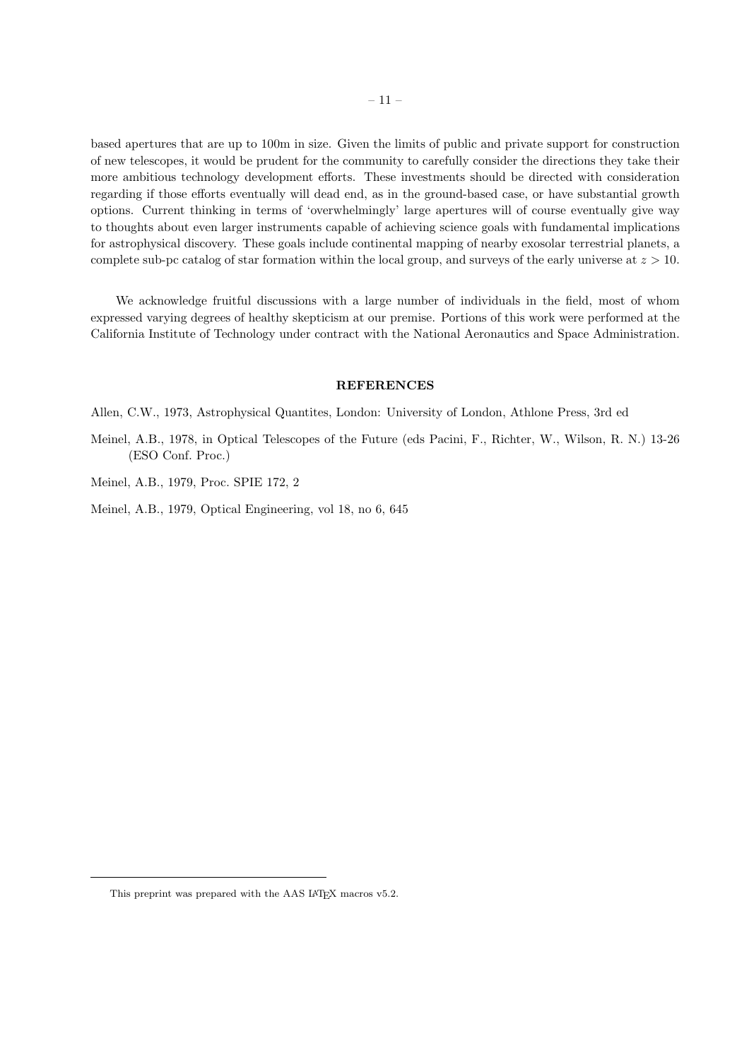based apertures that are up to 100m in size. Given the limits of public and private support for construction of new telescopes, it would be prudent for the community to carefully consider the directions they take their more ambitious technology development efforts. These investments should be directed with consideration regarding if those efforts eventually will dead end, as in the ground-based case, or have substantial growth options. Current thinking in terms of 'overwhelmingly' large apertures will of course eventually give way to thoughts about even larger instruments capable of achieving science goals with fundamental implications for astrophysical discovery. These goals include continental mapping of nearby exosolar terrestrial planets, a complete sub-pc catalog of star formation within the local group, and surveys of the early universe at $z > 10$.

We acknowledge fruitful discussions with a large number of individuals in the field, most of whom expressed varying degrees of healthy skepticism at our premise. Portions of this work were performed at the California Institute of Technology under contract with the National Aeronautics and Space Administration.

## REFERENCES

Allen, C.W., 1973, Astrophysical Quantites, London: University of London, Athlone Press, 3rd ed

Meinel, A.B., 1978, in Optical Telescopes of the Future (eds Pacini, F., Richter, W., Wilson, R. N.) 13-26 (ESO Conf. Proc.)

Meinel, A.B., 1979, Proc. SPIE 172, 2

Meinel, A.B., 1979, Optical Engineering, vol 18, no 6, 645

This preprint was prepared with the AAS LaTeX macros v5.2.